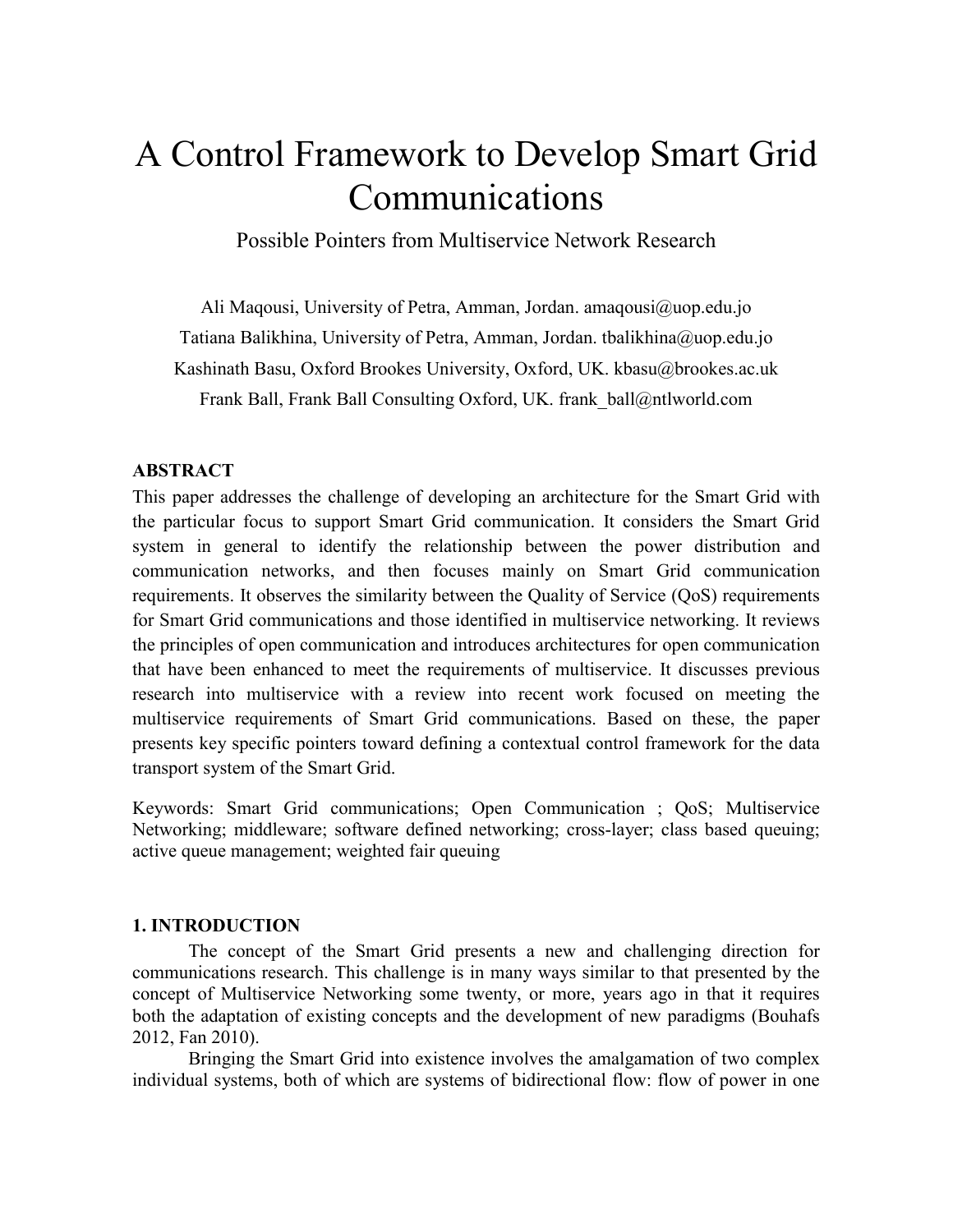# A Control Framework to Develop Smart Grid Communications

Possible Pointers from Multiservice Network Research

Ali Maqousi, University of Petra, Amman, Jordan. amaqousi@uop.edu.jo
Tatiana Balikhina, University of Petra, Amman, Jordan. tbalikhina@uop.edu.jo
Kashinath Basu, Oxford Brookes University, Oxford, UK. kbasu@brookes.ac.uk
Frank Ball, Frank Ball Consulting Oxford, UK. frank_ball@ntlworld.com

### ABSTRACT

This paper addresses the challenge of developing an architecture for the Smart Grid with the particular focus to support Smart Grid communication. It considers the Smart Grid system in general to identify the relationship between the power distribution and communication networks, and then focuses mainly on Smart Grid communication requirements. It observes the similarity between the Quality of Service (QoS) requirements for Smart Grid communications and those identified in multiservice networking. It reviews the principles of open communication and introduces architectures for open communication that have been enhanced to meet the requirements of multiservice. It discusses previous research into multiservice with a review into recent work focused on meeting the multiservice requirements of Smart Grid communications. Based on these, the paper presents key specific pointers toward defining a contextual control framework for the data transport system of the Smart Grid.

Keywords: Smart Grid communications; Open Communication ; QoS; Multiservice Networking; middleware; software defined networking; cross-layer; class based queuing; active queue management; weighted fair queuing

## 1. INTRODUCTION

The concept of the Smart Grid presents a new and challenging direction for communications research. This challenge is in many ways similar to that presented by the concept of Multiservice Networking some twenty, or more, years ago in that it requires both the adaptation of existing concepts and the development of new paradigms (Bouhafs 2012, Fan 2010).

Bringing the Smart Grid into existence involves the amalgamation of two complex individual systems, both of which are systems of bidirectional flow: flow of power in one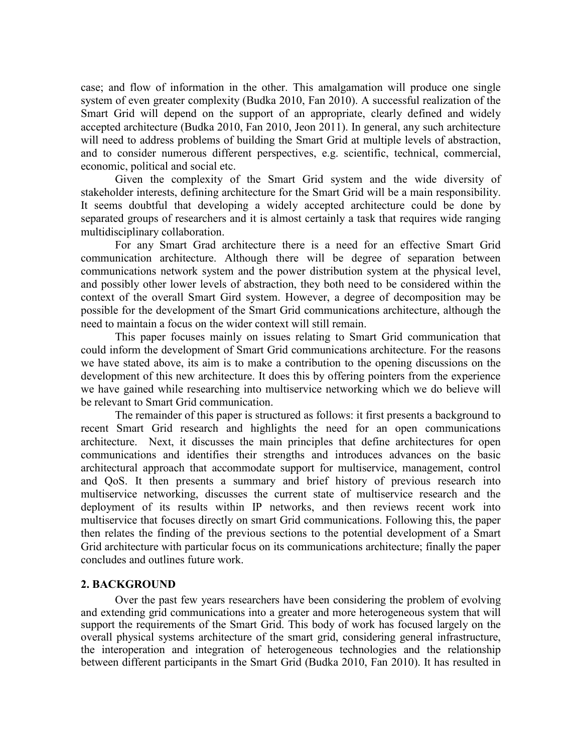case; and flow of information in the other. This amalgamation will produce one single system of even greater complexity (Budka 2010, Fan 2010). A successful realization of the Smart Grid will depend on the support of an appropriate, clearly defined and widely accepted architecture (Budka 2010, Fan 2010, Jeon 2011). In general, any such architecture will need to address problems of building the Smart Grid at multiple levels of abstraction, and to consider numerous different perspectives, e.g. scientific, technical, commercial, economic, political and social etc.

Given the complexity of the Smart Grid system and the wide diversity of stakeholder interests, defining architecture for the Smart Grid will be a main responsibility. It seems doubtful that developing a widely accepted architecture could be done by separated groups of researchers and it is almost certainly a task that requires wide ranging multidisciplinary collaboration.

For any Smart Grad architecture there is a need for an effective Smart Grid communication architecture. Although there will be degree of separation between communications network system and the power distribution system at the physical level, and possibly other lower levels of abstraction, they both need to be considered within the context of the overall Smart Gird system. However, a degree of decomposition may be possible for the development of the Smart Grid communications architecture, although the need to maintain a focus on the wider context will still remain.

This paper focuses mainly on issues relating to Smart Grid communication that could inform the development of Smart Grid communications architecture. For the reasons we have stated above, its aim is to make a contribution to the opening discussions on the development of this new architecture. It does this by offering pointers from the experience we have gained while researching into multiservice networking which we do believe will be relevant to Smart Grid communication.

The remainder of this paper is structured as follows: it first presents a background to recent Smart Grid research and highlights the need for an open communications architecture. Next, it discusses the main principles that define architectures for open communications and identifies their strengths and introduces advances on the basic architectural approach that accommodate support for multiservice, management, control and QoS. It then presents a summary and brief history of previous research into multiservice networking, discusses the current state of multiservice research and the deployment of its results within IP networks, and then reviews recent work into multiservice that focuses directly on smart Grid communications. Following this, the paper then relates the finding of the previous sections to the potential development of a Smart Grid architecture with particular focus on its communications architecture; finally the paper concludes and outlines future work.

## 2. BACKGROUND

Over the past few years researchers have been considering the problem of evolving and extending grid communications into a greater and more heterogeneous system that will support the requirements of the Smart Grid. This body of work has focused largely on the overall physical systems architecture of the smart grid, considering general infrastructure, the interoperation and integration of heterogeneous technologies and the relationship between different participants in the Smart Grid (Budka 2010, Fan 2010). It has resulted in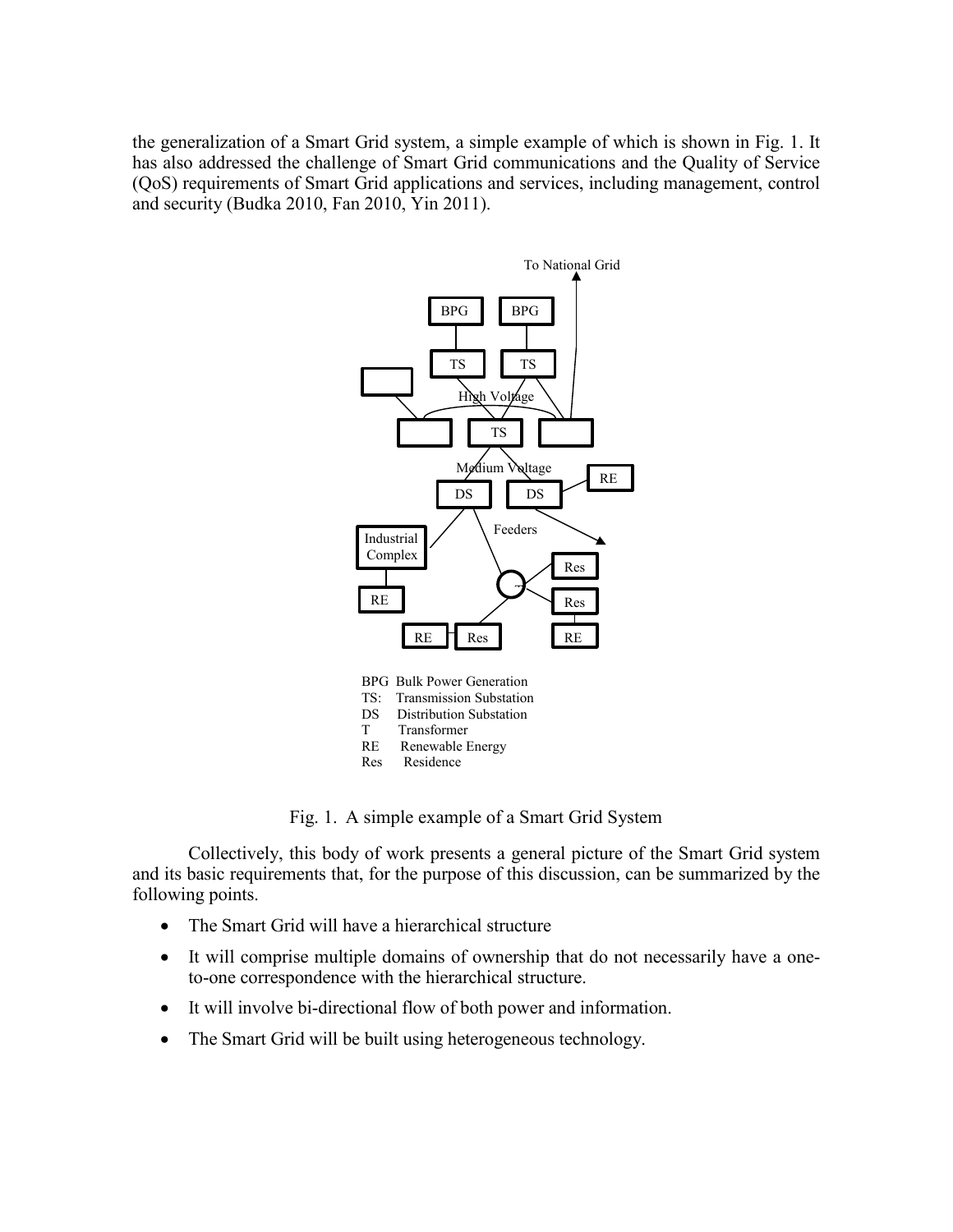the generalization of a Smart Grid system, a simple example of which is shown in Fig. 1. It has also addressed the challenge of Smart Grid communications and the Quality of Service (QoS) requirements of Smart Grid applications and services, including management, control and security (Budka 2010, Fan 2010, Yin 2011).

To National Grid

BPG

BPG

TS

TS

High Voltage

TS

Medium Voltage

RE

DS

DS

Feeders

Industrial Complex

Res

RE

Res

RE

Res

RE

BPG Bulk Power Generation
TS: Transmission Substation
DS Distribution Substation
T Transformer
RE Renewable Energy
Res Residence

Fig. 1. A simple example of a Smart Grid System

Collectively, this body of work presents a general picture of the Smart Grid system and its basic requirements that, for the purpose of this discussion, can be summarized by the following points.

- The Smart Grid will have a hierarchical structure
- It will comprise multiple domains of ownership that do not necessarily have a one-to-one correspondence with the hierarchical structure.
- It will involve bi-directional flow of both power and information.
- The Smart Grid will be built using heterogeneous technology.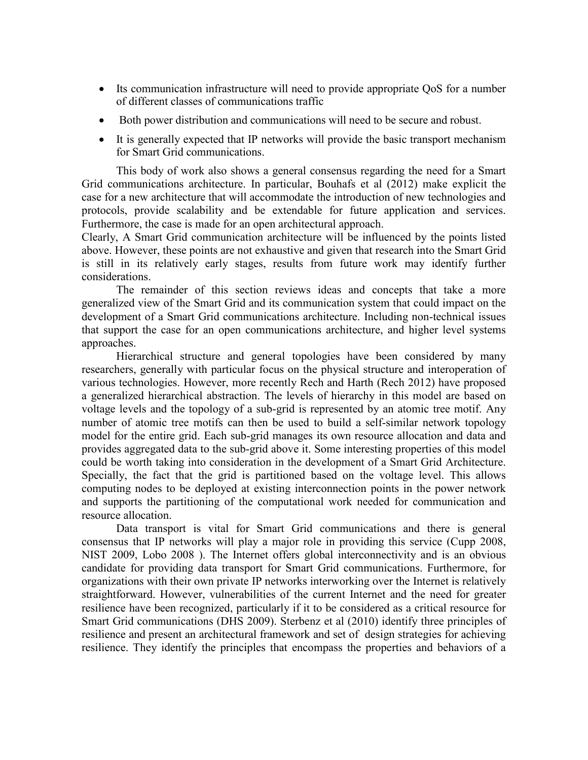- Its communication infrastructure will need to provide appropriate QoS for a number of different classes of communications traffic
- Both power distribution and communications will need to be secure and robust.
- It is generally expected that IP networks will provide the basic transport mechanism for Smart Grid communications.

This body of work also shows a general consensus regarding the need for a Smart Grid communications architecture. In particular, Bouhafs et al (2012) make explicit the case for a new architecture that will accommodate the introduction of new technologies and protocols, provide scalability and be extendable for future application and services. Furthermore, the case is made for an open architectural approach.

Clearly, A Smart Grid communication architecture will be influenced by the points listed above. However, these points are not exhaustive and given that research into the Smart Grid is still in its relatively early stages, results from future work may identify further considerations.

The remainder of this section reviews ideas and concepts that take a more generalized view of the Smart Grid and its communication system that could impact on the development of a Smart Grid communications architecture. Including non-technical issues that support the case for an open communications architecture, and higher level systems approaches.

Hierarchical structure and general topologies have been considered by many researchers, generally with particular focus on the physical structure and interoperation of various technologies. However, more recently Rech and Harth (Rech 2012) have proposed a generalized hierarchical abstraction. The levels of hierarchy in this model are based on voltage levels and the topology of a sub-grid is represented by an atomic tree motif. Any number of atomic tree motifs can then be used to build a self-similar network topology model for the entire grid. Each sub-grid manages its own resource allocation and data and provides aggregated data to the sub-grid above it. Some interesting properties of this model could be worth taking into consideration in the development of a Smart Grid Architecture. Specially, the fact that the grid is partitioned based on the voltage level. This allows computing nodes to be deployed at existing interconnection points in the power network and supports the partitioning of the computational work needed for communication and resource allocation.

Data transport is vital for Smart Grid communications and there is general consensus that IP networks will play a major role in providing this service (Cupp 2008, NIST 2009, Lobo 2008 ). The Internet offers global interconnectivity and is an obvious candidate for providing data transport for Smart Grid communications. Furthermore, for organizations with their own private IP networks interworking over the Internet is relatively straightforward. However, vulnerabilities of the current Internet and the need for greater resilience have been recognized, particularly if it to be considered as a critical resource for Smart Grid communications (DHS 2009). Sterbenz et al (2010) identify three principles of resilience and present an architectural framework and set of design strategies for achieving resilience. They identify the principles that encompass the properties and behaviors of a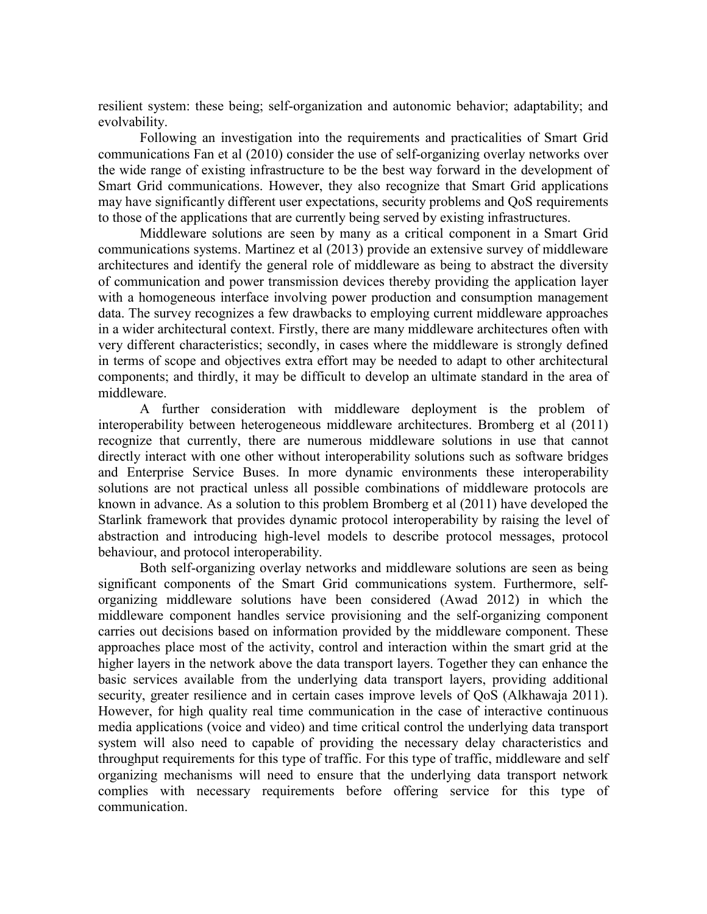resilient system: these being; self-organization and autonomic behavior; adaptability; and evolvability.

Following an investigation into the requirements and practicalities of Smart Grid communications Fan et al (2010) consider the use of self-organizing overlay networks over the wide range of existing infrastructure to be the best way forward in the development of Smart Grid communications. However, they also recognize that Smart Grid applications may have significantly different user expectations, security problems and QoS requirements to those of the applications that are currently being served by existing infrastructures.

Middleware solutions are seen by many as a critical component in a Smart Grid communications systems. Martinez et al (2013) provide an extensive survey of middleware architectures and identify the general role of middleware as being to abstract the diversity of communication and power transmission devices thereby providing the application layer with a homogeneous interface involving power production and consumption management data. The survey recognizes a few drawbacks to employing current middleware approaches in a wider architectural context. Firstly, there are many middleware architectures often with very different characteristics; secondly, in cases where the middleware is strongly defined in terms of scope and objectives extra effort may be needed to adapt to other architectural components; and thirdly, it may be difficult to develop an ultimate standard in the area of middleware.

A further consideration with middleware deployment is the problem of interoperability between heterogeneous middleware architectures. Bromberg et al (2011) recognize that currently, there are numerous middleware solutions in use that cannot directly interact with one other without interoperability solutions such as software bridges and Enterprise Service Buses. In more dynamic environments these interoperability solutions are not practical unless all possible combinations of middleware protocols are known in advance. As a solution to this problem Bromberg et al (2011) have developed the Starlink framework that provides dynamic protocol interoperability by raising the level of abstraction and introducing high-level models to describe protocol messages, protocol behaviour, and protocol interoperability.

Both self-organizing overlay networks and middleware solutions are seen as being significant components of the Smart Grid communications system. Furthermore, self-organizing middleware solutions have been considered (Awad 2012) in which the middleware component handles service provisioning and the self-organizing component carries out decisions based on information provided by the middleware component. These approaches place most of the activity, control and interaction within the smart grid at the higher layers in the network above the data transport layers. Together they can enhance the basic services available from the underlying data transport layers, providing additional security, greater resilience and in certain cases improve levels of QoS (Alkhawaja 2011). However, for high quality real time communication in the case of interactive continuous media applications (voice and video) and time critical control the underlying data transport system will also need to capable of providing the necessary delay characteristics and throughput requirements for this type of traffic. For this type of traffic, middleware and self organizing mechanisms will need to ensure that the underlying data transport network complies with necessary requirements before offering service for this type of communication.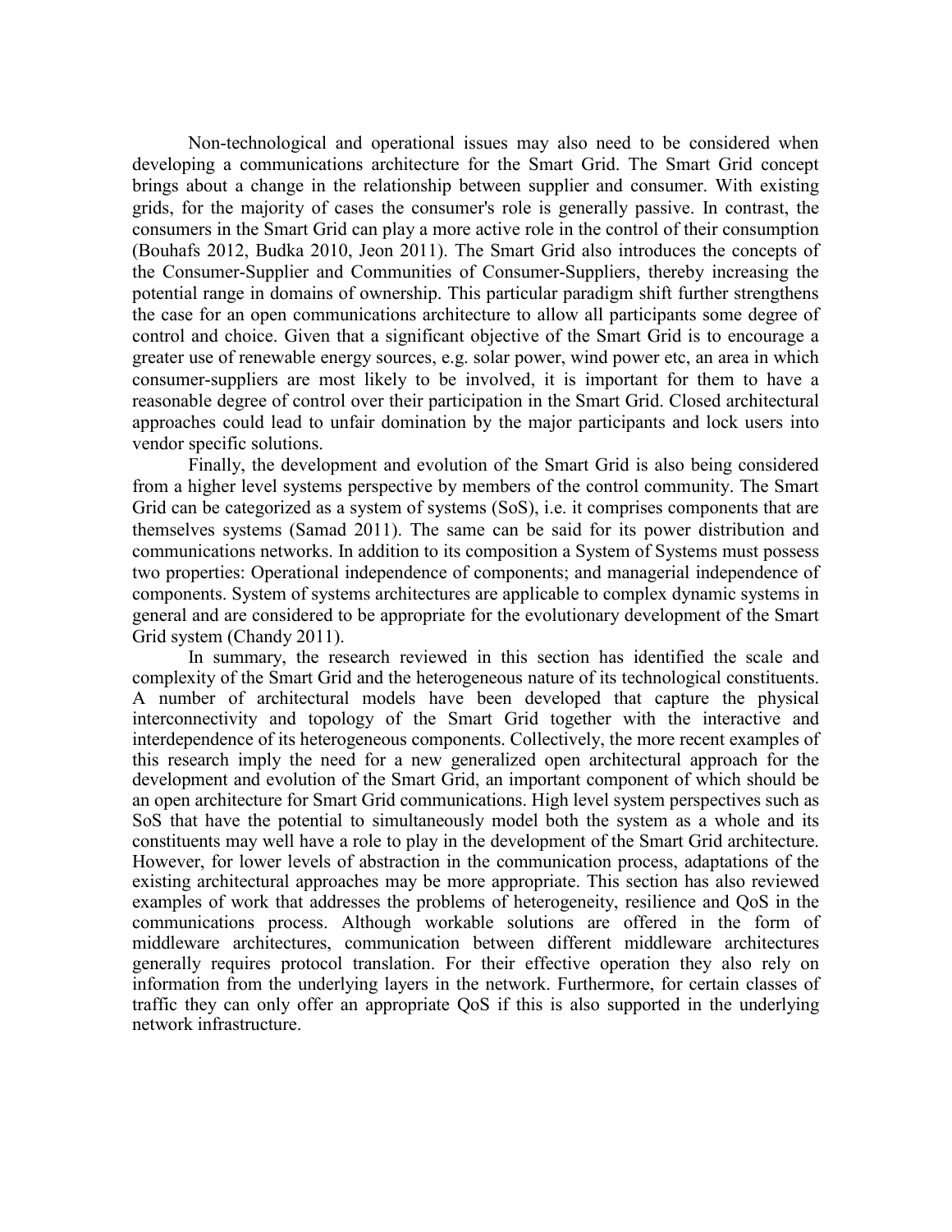Non-technological and operational issues may also need to be considered when developing a communications architecture for the Smart Grid. The Smart Grid concept brings about a change in the relationship between supplier and consumer. With existing grids, for the majority of cases the consumer's role is generally passive. In contrast, the consumers in the Smart Grid can play a more active role in the control of their consumption (Bouhafs 2012, Budka 2010, Jeon 2011). The Smart Grid also introduces the concepts of the Consumer-Supplier and Communities of Consumer-Suppliers, thereby increasing the potential range in domains of ownership. This particular paradigm shift further strengthens the case for an open communications architecture to allow all participants some degree of control and choice. Given that a significant objective of the Smart Grid is to encourage a greater use of renewable energy sources, e.g. solar power, wind power etc, an area in which consumer-suppliers are most likely to be involved, it is important for them to have a reasonable degree of control over their participation in the Smart Grid. Closed architectural approaches could lead to unfair domination by the major participants and lock users into vendor specific solutions.

Finally, the development and evolution of the Smart Grid is also being considered from a higher level systems perspective by members of the control community. The Smart Grid can be categorized as a system of systems (SoS), i.e. it comprises components that are themselves systems (Samad 2011). The same can be said for its power distribution and communications networks. In addition to its composition a System of Systems must possess two properties: Operational independence of components; and managerial independence of components. System of systems architectures are applicable to complex dynamic systems in general and are considered to be appropriate for the evolutionary development of the Smart Grid system (Chandy 2011).

In summary, the research reviewed in this section has identified the scale and complexity of the Smart Grid and the heterogeneous nature of its technological constituents. A number of architectural models have been developed that capture the physical interconnectivity and topology of the Smart Grid together with the interactive and interdependence of its heterogeneous components. Collectively, the more recent examples of this research imply the need for a new generalized open architectural approach for the development and evolution of the Smart Grid, an important component of which should be an open architecture for Smart Grid communications. High level system perspectives such as SoS that have the potential to simultaneously model both the system as a whole and its constituents may well have a role to play in the development of the Smart Grid architecture. However, for lower levels of abstraction in the communication process, adaptations of the existing architectural approaches may be more appropriate. This section has also reviewed examples of work that addresses the problems of heterogeneity, resilience and QoS in the communications process. Although workable solutions are offered in the form of middleware architectures, communication between different middleware architectures generally requires protocol translation. For their effective operation they also rely on information from the underlying layers in the network. Furthermore, for certain classes of traffic they can only offer an appropriate QoS if this is also supported in the underlying network infrastructure.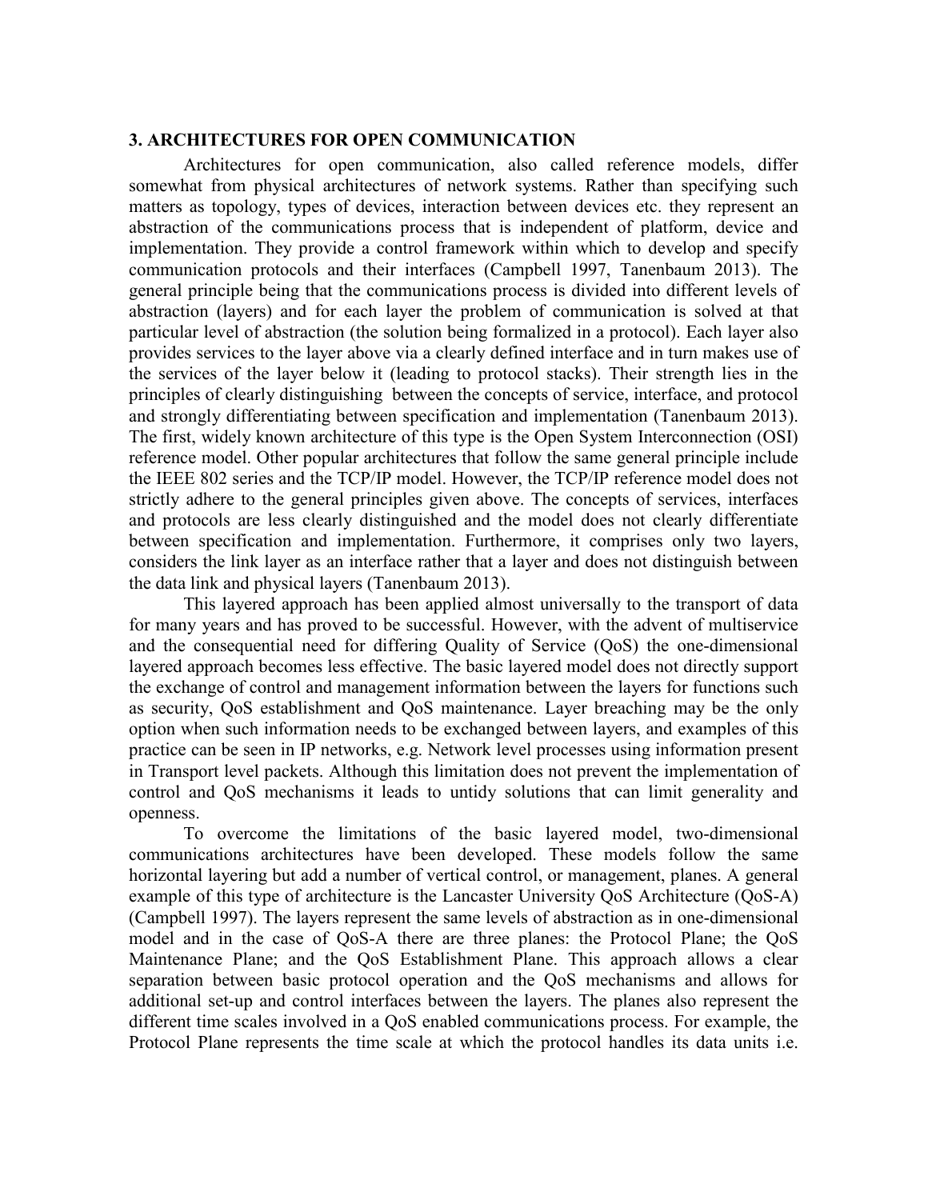### 3. ARCHITECTURES FOR OPEN COMMUNICATION

Architectures for open communication, also called reference models, differ somewhat from physical architectures of network systems. Rather than specifying such matters as topology, types of devices, interaction between devices etc. they represent an abstraction of the communications process that is independent of platform, device and implementation. They provide a control framework within which to develop and specify communication protocols and their interfaces (Campbell 1997, Tanenbaum 2013). The general principle being that the communications process is divided into different levels of abstraction (layers) and for each layer the problem of communication is solved at that particular level of abstraction (the solution being formalized in a protocol). Each layer also provides services to the layer above via a clearly defined interface and in turn makes use of the services of the layer below it (leading to protocol stacks). Their strength lies in the principles of clearly distinguishing between the concepts of service, interface, and protocol and strongly differentiating between specification and implementation (Tanenbaum 2013). The first, widely known architecture of this type is the Open System Interconnection (OSI) reference model. Other popular architectures that follow the same general principle include the IEEE 802 series and the TCP/IP model. However, the TCP/IP reference model does not strictly adhere to the general principles given above. The concepts of services, interfaces and protocols are less clearly distinguished and the model does not clearly differentiate between specification and implementation. Furthermore, it comprises only two layers, considers the link layer as an interface rather that a layer and does not distinguish between the data link and physical layers (Tanenbaum 2013).

This layered approach has been applied almost universally to the transport of data for many years and has proved to be successful. However, with the advent of multiservice and the consequential need for differing Quality of Service (QoS) the one-dimensional layered approach becomes less effective. The basic layered model does not directly support the exchange of control and management information between the layers for functions such as security, QoS establishment and QoS maintenance. Layer breaching may be the only option when such information needs to be exchanged between layers, and examples of this practice can be seen in IP networks, e.g. Network level processes using information present in Transport level packets. Although this limitation does not prevent the implementation of control and QoS mechanisms it leads to untidy solutions that can limit generality and openness.

To overcome the limitations of the basic layered model, two-dimensional communications architectures have been developed. These models follow the same horizontal layering but add a number of vertical control, or management, planes. A general example of this type of architecture is the Lancaster University QoS Architecture (QoS-A) (Campbell 1997). The layers represent the same levels of abstraction as in one-dimensional model and in the case of QoS-A there are three planes: the Protocol Plane; the QoS Maintenance Plane; and the QoS Establishment Plane. This approach allows a clear separation between basic protocol operation and the QoS mechanisms and allows for additional set-up and control interfaces between the layers. The planes also represent the different time scales involved in a QoS enabled communications process. For example, the Protocol Plane represents the time scale at which the protocol handles its data units i.e.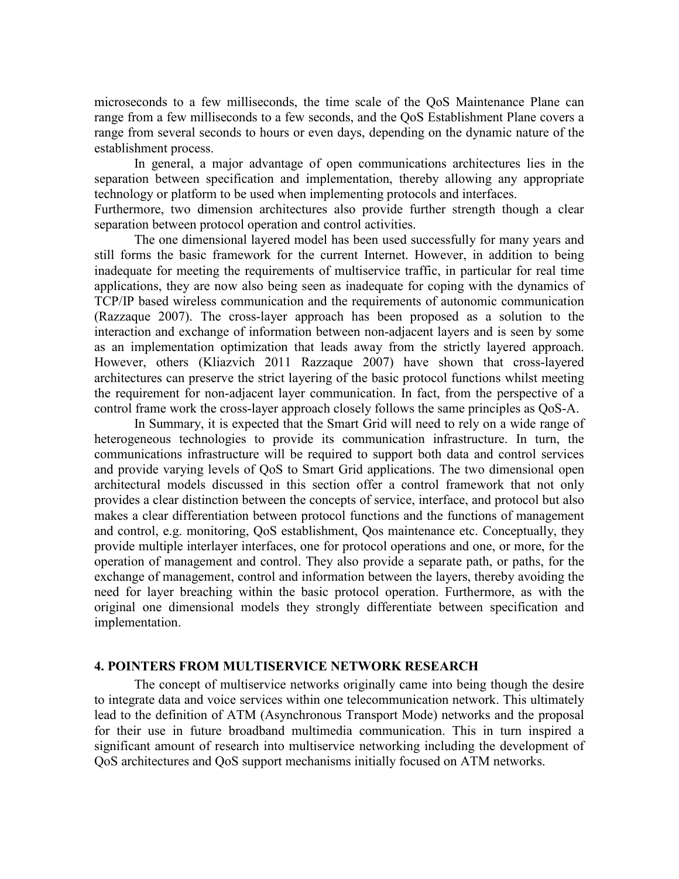microseconds to a few milliseconds, the time scale of the QoS Maintenance Plane can range from a few milliseconds to a few seconds, and the QoS Establishment Plane covers a range from several seconds to hours or even days, depending on the dynamic nature of the establishment process.

In general, a major advantage of open communications architectures lies in the separation between specification and implementation, thereby allowing any appropriate technology or platform to be used when implementing protocols and interfaces.
Furthermore, two dimension architectures also provide further strength though a clear separation between protocol operation and control activities.

The one dimensional layered model has been used successfully for many years and still forms the basic framework for the current Internet. However, in addition to being inadequate for meeting the requirements of multiservice traffic, in particular for real time applications, they are now also being seen as inadequate for coping with the dynamics of TCP/IP based wireless communication and the requirements of autonomic communication (Razzaque 2007). The cross-layer approach has been proposed as a solution to the interaction and exchange of information between non-adjacent layers and is seen by some as an implementation optimization that leads away from the strictly layered approach. However, others (Kliazvich 2011 Razzaque 2007) have shown that cross-layered architectures can preserve the strict layering of the basic protocol functions whilst meeting the requirement for non-adjacent layer communication. In fact, from the perspective of a control frame work the cross-layer approach closely follows the same principles as QoS-A.

In Summary, it is expected that the Smart Grid will need to rely on a wide range of heterogeneous technologies to provide its communication infrastructure. In turn, the communications infrastructure will be required to support both data and control services and provide varying levels of QoS to Smart Grid applications. The two dimensional open architectural models discussed in this section offer a control framework that not only provides a clear distinction between the concepts of service, interface, and protocol but also makes a clear differentiation between protocol functions and the functions of management and control, e.g. monitoring, QoS establishment, Qos maintenance etc. Conceptually, they provide multiple interlayer interfaces, one for protocol operations and one, or more, for the operation of management and control. They also provide a separate path, or paths, for the exchange of management, control and information between the layers, thereby avoiding the need for layer breaching within the basic protocol operation. Furthermore, as with the original one dimensional models they strongly differentiate between specification and implementation.

## 4. POINTERS FROM MULTISERVICE NETWORK RESEARCH

The concept of multiservice networks originally came into being though the desire to integrate data and voice services within one telecommunication network. This ultimately lead to the definition of ATM (Asynchronous Transport Mode) networks and the proposal for their use in future broadband multimedia communication. This in turn inspired a significant amount of research into multiservice networking including the development of QoS architectures and QoS support mechanisms initially focused on ATM networks.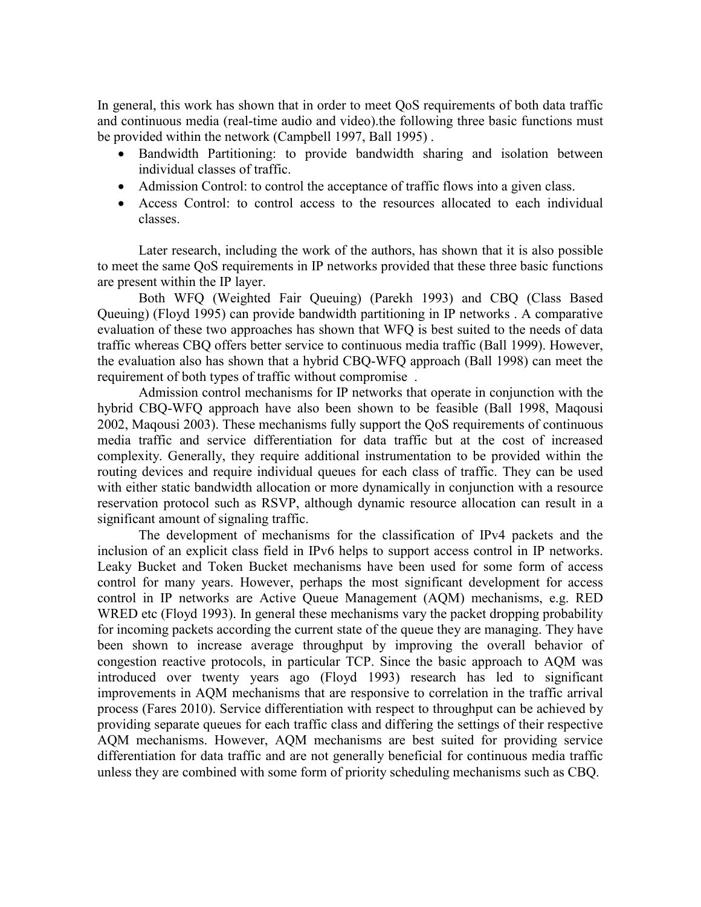In general, this work has shown that in order to meet QoS requirements of both data traffic and continuous media (real-time audio and video).the following three basic functions must be provided within the network (Campbell 1997, Ball 1995) .

- Bandwidth Partitioning: to provide bandwidth sharing and isolation between individual classes of traffic.
- Admission Control: to control the acceptance of traffic flows into a given class.
- Access Control: to control access to the resources allocated to each individual classes.

Later research, including the work of the authors, has shown that it is also possible to meet the same QoS requirements in IP networks provided that these three basic functions are present within the IP layer.

Both WFQ (Weighted Fair Queuing) (Parekh 1993) and CBQ (Class Based Queuing) (Floyd 1995) can provide bandwidth partitioning in IP networks . A comparative evaluation of these two approaches has shown that WFQ is best suited to the needs of data traffic whereas CBQ offers better service to continuous media traffic (Ball 1999). However, the evaluation also has shown that a hybrid CBQ-WFQ approach (Ball 1998) can meet the requirement of both types of traffic without compromise .

Admission control mechanisms for IP networks that operate in conjunction with the hybrid CBQ-WFQ approach have also been shown to be feasible (Ball 1998, Maqousi 2002, Maqousi 2003). These mechanisms fully support the QoS requirements of continuous media traffic and service differentiation for data traffic but at the cost of increased complexity. Generally, they require additional instrumentation to be provided within the routing devices and require individual queues for each class of traffic. They can be used with either static bandwidth allocation or more dynamically in conjunction with a resource reservation protocol such as RSVP, although dynamic resource allocation can result in a significant amount of signaling traffic.

The development of mechanisms for the classification of IPv4 packets and the inclusion of an explicit class field in IPv6 helps to support access control in IP networks. Leaky Bucket and Token Bucket mechanisms have been used for some form of access control for many years. However, perhaps the most significant development for access control in IP networks are Active Queue Management (AQM) mechanisms, e.g. RED WRED etc (Floyd 1993). In general these mechanisms vary the packet dropping probability for incoming packets according the current state of the queue they are managing. They have been shown to increase average throughput by improving the overall behavior of congestion reactive protocols, in particular TCP. Since the basic approach to AQM was introduced over twenty years ago (Floyd 1993) research has led to significant improvements in AQM mechanisms that are responsive to correlation in the traffic arrival process (Fares 2010). Service differentiation with respect to throughput can be achieved by providing separate queues for each traffic class and differing the settings of their respective AQM mechanisms. However, AQM mechanisms are best suited for providing service differentiation for data traffic and are not generally beneficial for continuous media traffic unless they are combined with some form of priority scheduling mechanisms such as CBQ.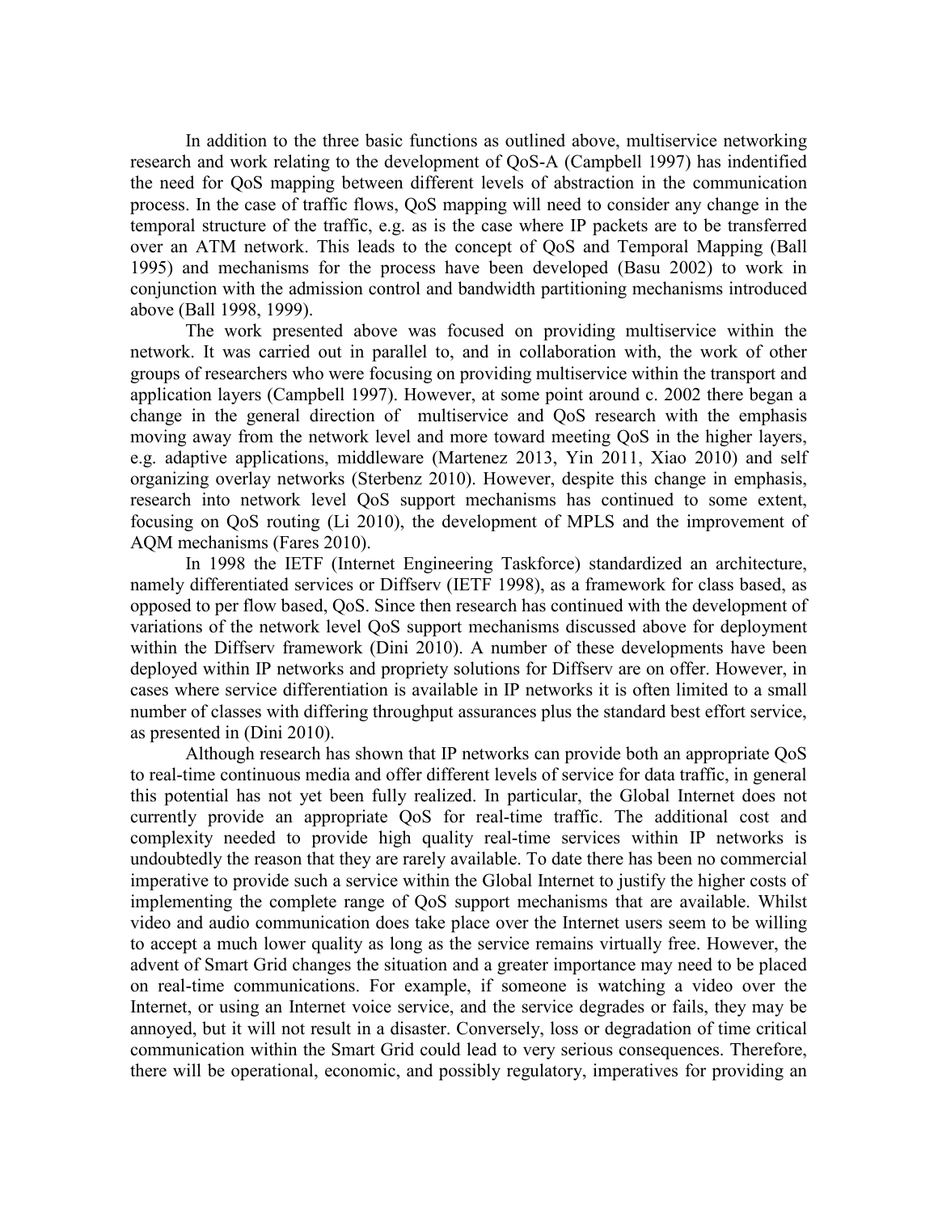In addition to the three basic functions as outlined above, multiservice networking research and work relating to the development of QoS-A (Campbell 1997) has indentified the need for QoS mapping between different levels of abstraction in the communication process. In the case of traffic flows, QoS mapping will need to consider any change in the temporal structure of the traffic, e.g. as is the case where IP packets are to be transferred over an ATM network. This leads to the concept of QoS and Temporal Mapping (Ball 1995) and mechanisms for the process have been developed (Basu 2002) to work in conjunction with the admission control and bandwidth partitioning mechanisms introduced above (Ball 1998, 1999).

The work presented above was focused on providing multiservice within the network. It was carried out in parallel to, and in collaboration with, the work of other groups of researchers who were focusing on providing multiservice within the transport and application layers (Campbell 1997). However, at some point around c. 2002 there began a change in the general direction of multiservice and QoS research with the emphasis moving away from the network level and more toward meeting QoS in the higher layers, e.g. adaptive applications, middleware (Martenez 2013, Yin 2011, Xiao 2010) and self organizing overlay networks (Sterbenz 2010). However, despite this change in emphasis, research into network level QoS support mechanisms has continued to some extent, focusing on QoS routing (Li 2010), the development of MPLS and the improvement of AQM mechanisms (Fares 2010).

In 1998 the IETF (Internet Engineering Taskforce) standardized an architecture, namely differentiated services or Diffserv (IETF 1998), as a framework for class based, as opposed to per flow based, QoS. Since then research has continued with the development of variations of the network level QoS support mechanisms discussed above for deployment within the Diffserv framework (Dini 2010). A number of these developments have been deployed within IP networks and propriety solutions for Diffserv are on offer. However, in cases where service differentiation is available in IP networks it is often limited to a small number of classes with differing throughput assurances plus the standard best effort service, as presented in (Dini 2010).

Although research has shown that IP networks can provide both an appropriate QoS to real-time continuous media and offer different levels of service for data traffic, in general this potential has not yet been fully realized. In particular, the Global Internet does not currently provide an appropriate QoS for real-time traffic. The additional cost and complexity needed to provide high quality real-time services within IP networks is undoubtedly the reason that they are rarely available. To date there has been no commercial imperative to provide such a service within the Global Internet to justify the higher costs of implementing the complete range of QoS support mechanisms that are available. Whilst video and audio communication does take place over the Internet users seem to be willing to accept a much lower quality as long as the service remains virtually free. However, the advent of Smart Grid changes the situation and a greater importance may need to be placed on real-time communications. For example, if someone is watching a video over the Internet, or using an Internet voice service, and the service degrades or fails, they may be annoyed, but it will not result in a disaster. Conversely, loss or degradation of time critical communication within the Smart Grid could lead to very serious consequences. Therefore, there will be operational, economic, and possibly regulatory, imperatives for providing an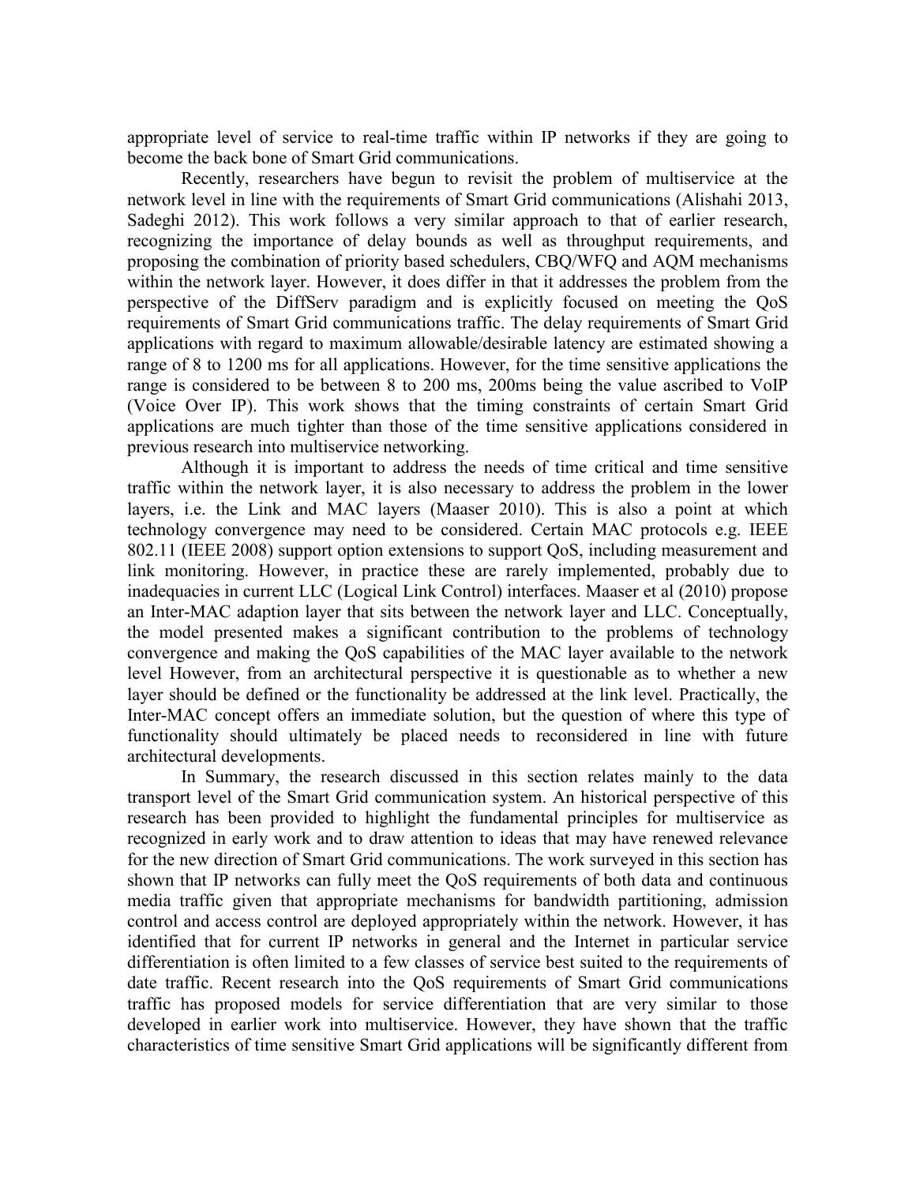appropriate level of service to real-time traffic within IP networks if they are going to become the back bone of Smart Grid communications.

Recently, researchers have begun to revisit the problem of multiservice at the network level in line with the requirements of Smart Grid communications (Alishahi 2013, Sadeghi 2012). This work follows a very similar approach to that of earlier research, recognizing the importance of delay bounds as well as throughput requirements, and proposing the combination of priority based schedulers, CBQ/WFQ and AQM mechanisms within the network layer. However, it does differ in that it addresses the problem from the perspective of the DiffServ paradigm and is explicitly focused on meeting the QoS requirements of Smart Grid communications traffic. The delay requirements of Smart Grid applications with regard to maximum allowable/desirable latency are estimated showing a range of 8 to 1200 ms for all applications. However, for the time sensitive applications the range is considered to be between 8 to 200 ms, 200ms being the value ascribed to VoIP (Voice Over IP). This work shows that the timing constraints of certain Smart Grid applications are much tighter than those of the time sensitive applications considered in previous research into multiservice networking.

Although it is important to address the needs of time critical and time sensitive traffic within the network layer, it is also necessary to address the problem in the lower layers, i.e. the Link and MAC layers (Maaser 2010). This is also a point at which technology convergence may need to be considered. Certain MAC protocols e.g. IEEE 802.11 (IEEE 2008) support option extensions to support QoS, including measurement and link monitoring. However, in practice these are rarely implemented, probably due to inadequacies in current LLC (Logical Link Control) interfaces. Maaser et al (2010) propose an Inter-MAC adaption layer that sits between the network layer and LLC. Conceptually, the model presented makes a significant contribution to the problems of technology convergence and making the QoS capabilities of the MAC layer available to the network level However, from an architectural perspective it is questionable as to whether a new layer should be defined or the functionality be addressed at the link level. Practically, the Inter-MAC concept offers an immediate solution, but the question of where this type of functionality should ultimately be placed needs to reconsidered in line with future architectural developments.

In Summary, the research discussed in this section relates mainly to the data transport level of the Smart Grid communication system. An historical perspective of this research has been provided to highlight the fundamental principles for multiservice as recognized in early work and to draw attention to ideas that may have renewed relevance for the new direction of Smart Grid communications. The work surveyed in this section has shown that IP networks can fully meet the QoS requirements of both data and continuous media traffic given that appropriate mechanisms for bandwidth partitioning, admission control and access control are deployed appropriately within the network. However, it has identified that for current IP networks in general and the Internet in particular service differentiation is often limited to a few classes of service best suited to the requirements of date traffic. Recent research into the QoS requirements of Smart Grid communications traffic has proposed models for service differentiation that are very similar to those developed in earlier work into multiservice. However, they have shown that the traffic characteristics of time sensitive Smart Grid applications will be significantly different from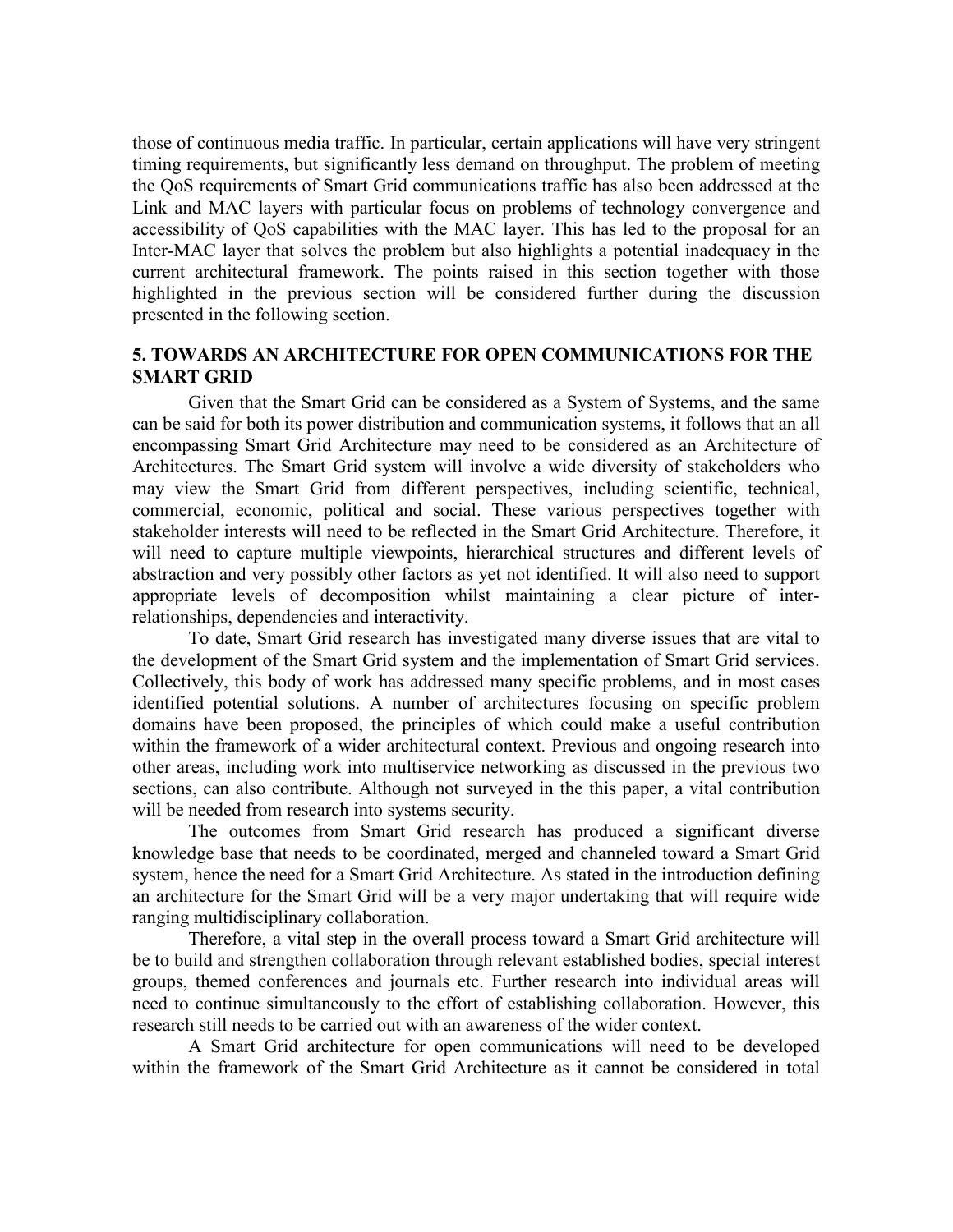those of continuous media traffic. In particular, certain applications will have very stringent timing requirements, but significantly less demand on throughput. The problem of meeting the QoS requirements of Smart Grid communications traffic has also been addressed at the Link and MAC layers with particular focus on problems of technology convergence and accessibility of QoS capabilities with the MAC layer. This has led to the proposal for an Inter-MAC layer that solves the problem but also highlights a potential inadequacy in the current architectural framework. The points raised in this section together with those highlighted in the previous section will be considered further during the discussion presented in the following section.

## 5. TOWARDS AN ARCHITECTURE FOR OPEN COMMUNICATIONS FOR THE SMART GRID

Given that the Smart Grid can be considered as a System of Systems, and the same can be said for both its power distribution and communication systems, it follows that an all encompassing Smart Grid Architecture may need to be considered as an Architecture of Architectures. The Smart Grid system will involve a wide diversity of stakeholders who may view the Smart Grid from different perspectives, including scientific, technical, commercial, economic, political and social. These various perspectives together with stakeholder interests will need to be reflected in the Smart Grid Architecture. Therefore, it will need to capture multiple viewpoints, hierarchical structures and different levels of abstraction and very possibly other factors as yet not identified. It will also need to support appropriate levels of decomposition whilst maintaining a clear picture of inter-relationships, dependencies and interactivity.

To date, Smart Grid research has investigated many diverse issues that are vital to the development of the Smart Grid system and the implementation of Smart Grid services. Collectively, this body of work has addressed many specific problems, and in most cases identified potential solutions. A number of architectures focusing on specific problem domains have been proposed, the principles of which could make a useful contribution within the framework of a wider architectural context. Previous and ongoing research into other areas, including work into multiservice networking as discussed in the previous two sections, can also contribute. Although not surveyed in the this paper, a vital contribution will be needed from research into systems security.

The outcomes from Smart Grid research has produced a significant diverse knowledge base that needs to be coordinated, merged and channeled toward a Smart Grid system, hence the need for a Smart Grid Architecture. As stated in the introduction defining an architecture for the Smart Grid will be a very major undertaking that will require wide ranging multidisciplinary collaboration.

Therefore, a vital step in the overall process toward a Smart Grid architecture will be to build and strengthen collaboration through relevant established bodies, special interest groups, themed conferences and journals etc. Further research into individual areas will need to continue simultaneously to the effort of establishing collaboration. However, this research still needs to be carried out with an awareness of the wider context.

A Smart Grid architecture for open communications will need to be developed within the framework of the Smart Grid Architecture as it cannot be considered in total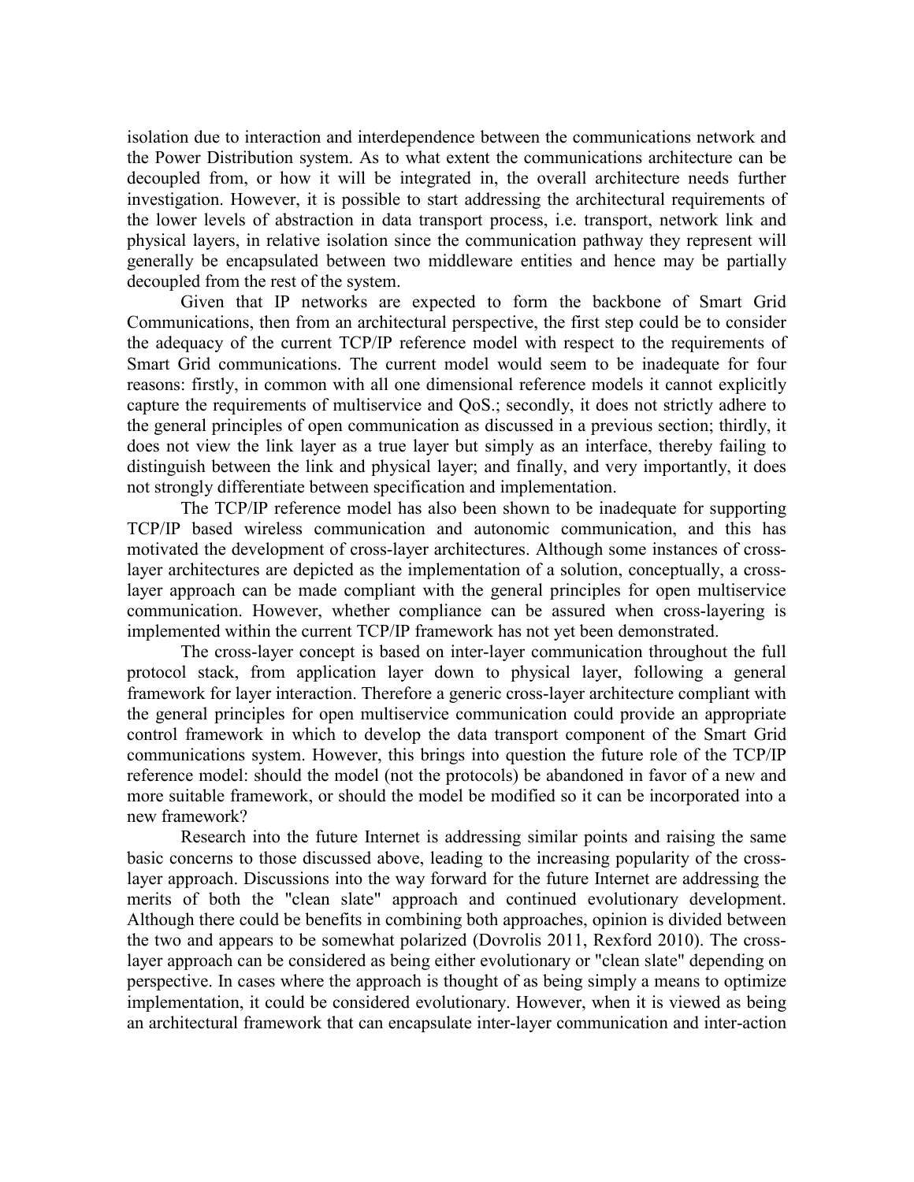isolation due to interaction and interdependence between the communications network and the Power Distribution system. As to what extent the communications architecture can be decoupled from, or how it will be integrated in, the overall architecture needs further investigation. However, it is possible to start addressing the architectural requirements of the lower levels of abstraction in data transport process, i.e. transport, network link and physical layers, in relative isolation since the communication pathway they represent will generally be encapsulated between two middleware entities and hence may be partially decoupled from the rest of the system.

Given that IP networks are expected to form the backbone of Smart Grid Communications, then from an architectural perspective, the first step could be to consider the adequacy of the current TCP/IP reference model with respect to the requirements of Smart Grid communications. The current model would seem to be inadequate for four reasons: firstly, in common with all one dimensional reference models it cannot explicitly capture the requirements of multiservice and QoS.; secondly, it does not strictly adhere to the general principles of open communication as discussed in a previous section; thirdly, it does not view the link layer as a true layer but simply as an interface, thereby failing to distinguish between the link and physical layer; and finally, and very importantly, it does not strongly differentiate between specification and implementation.

The TCP/IP reference model has also been shown to be inadequate for supporting TCP/IP based wireless communication and autonomic communication, and this has motivated the development of cross-layer architectures. Although some instances of cross-layer architectures are depicted as the implementation of a solution, conceptually, a cross-layer approach can be made compliant with the general principles for open multiservice communication. However, whether compliance can be assured when cross-layering is implemented within the current TCP/IP framework has not yet been demonstrated.

The cross-layer concept is based on inter-layer communication throughout the full protocol stack, from application layer down to physical layer, following a general framework for layer interaction. Therefore a generic cross-layer architecture compliant with the general principles for open multiservice communication could provide an appropriate control framework in which to develop the data transport component of the Smart Grid communications system. However, this brings into question the future role of the TCP/IP reference model: should the model (not the protocols) be abandoned in favor of a new and more suitable framework, or should the model be modified so it can be incorporated into a new framework?

Research into the future Internet is addressing similar points and raising the same basic concerns to those discussed above, leading to the increasing popularity of the cross-layer approach. Discussions into the way forward for the future Internet are addressing the merits of both the "clean slate" approach and continued evolutionary development. Although there could be benefits in combining both approaches, opinion is divided between the two and appears to be somewhat polarized (Dovrolis 2011, Rexford 2010). The cross-layer approach can be considered as being either evolutionary or "clean slate" depending on perspective. In cases where the approach is thought of as being simply a means to optimize implementation, it could be considered evolutionary. However, when it is viewed as being an architectural framework that can encapsulate inter-layer communication and inter-action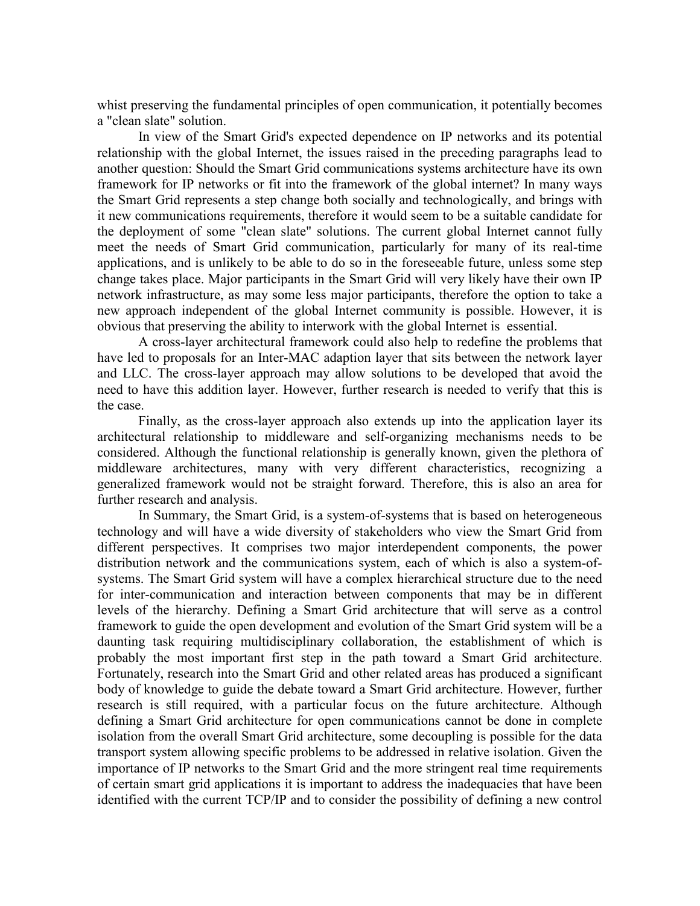whist preserving the fundamental principles of open communication, it potentially becomes a "clean slate" solution.

In view of the Smart Grid's expected dependence on IP networks and its potential relationship with the global Internet, the issues raised in the preceding paragraphs lead to another question: Should the Smart Grid communications systems architecture have its own framework for IP networks or fit into the framework of the global internet? In many ways the Smart Grid represents a step change both socially and technologically, and brings with it new communications requirements, therefore it would seem to be a suitable candidate for the deployment of some "clean slate" solutions. The current global Internet cannot fully meet the needs of Smart Grid communication, particularly for many of its real-time applications, and is unlikely to be able to do so in the foreseeable future, unless some step change takes place. Major participants in the Smart Grid will very likely have their own IP network infrastructure, as may some less major participants, therefore the option to take a new approach independent of the global Internet community is possible. However, it is obvious that preserving the ability to interwork with the global Internet is essential.

A cross-layer architectural framework could also help to redefine the problems that have led to proposals for an Inter-MAC adaption layer that sits between the network layer and LLC. The cross-layer approach may allow solutions to be developed that avoid the need to have this addition layer. However, further research is needed to verify that this is the case.

Finally, as the cross-layer approach also extends up into the application layer its architectural relationship to middleware and self-organizing mechanisms needs to be considered. Although the functional relationship is generally known, given the plethora of middleware architectures, many with very different characteristics, recognizing a generalized framework would not be straight forward. Therefore, this is also an area for further research and analysis.

In Summary, the Smart Grid, is a system-of-systems that is based on heterogeneous technology and will have a wide diversity of stakeholders who view the Smart Grid from different perspectives. It comprises two major interdependent components, the power distribution network and the communications system, each of which is also a system-of-systems. The Smart Grid system will have a complex hierarchical structure due to the need for inter-communication and interaction between components that may be in different levels of the hierarchy. Defining a Smart Grid architecture that will serve as a control framework to guide the open development and evolution of the Smart Grid system will be a daunting task requiring multidisciplinary collaboration, the establishment of which is probably the most important first step in the path toward a Smart Grid architecture. Fortunately, research into the Smart Grid and other related areas has produced a significant body of knowledge to guide the debate toward a Smart Grid architecture. However, further research is still required, with a particular focus on the future architecture. Although defining a Smart Grid architecture for open communications cannot be done in complete isolation from the overall Smart Grid architecture, some decoupling is possible for the data transport system allowing specific problems to be addressed in relative isolation. Given the importance of IP networks to the Smart Grid and the more stringent real time requirements of certain smart grid applications it is important to address the inadequacies that have been identified with the current TCP/IP and to consider the possibility of defining a new control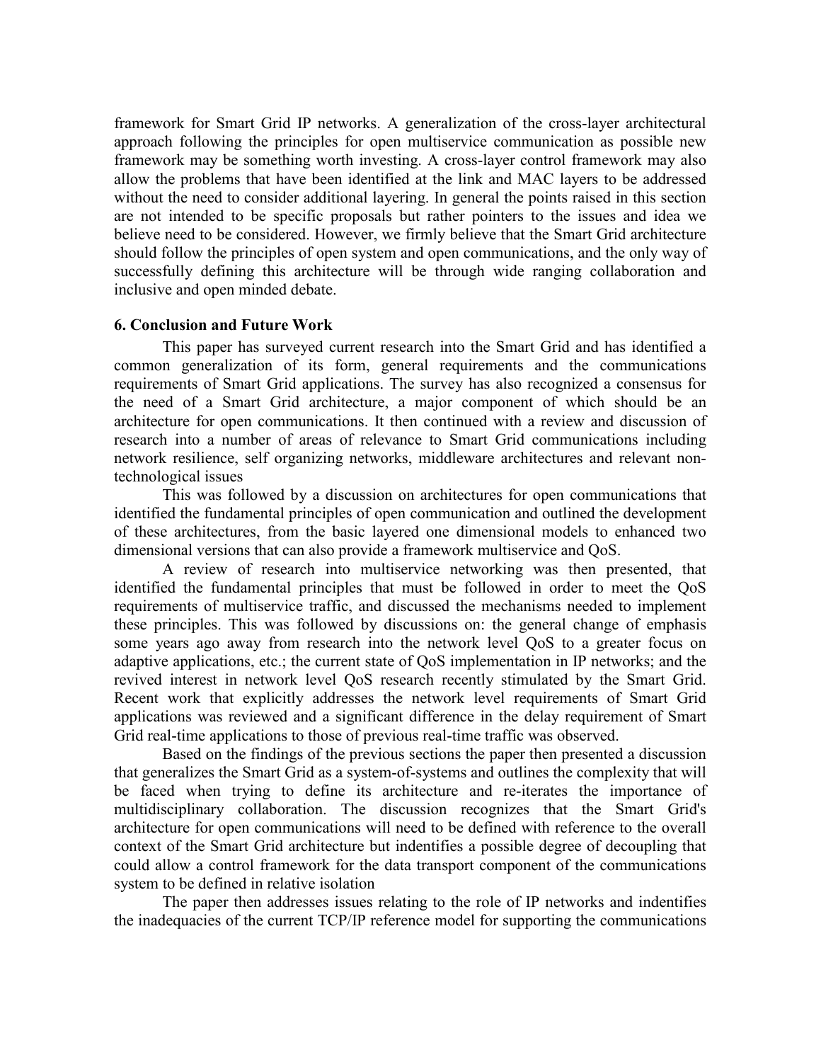framework for Smart Grid IP networks. A generalization of the cross-layer architectural approach following the principles for open multiservice communication as possible new framework may be something worth investing. A cross-layer control framework may also allow the problems that have been identified at the link and MAC layers to be addressed without the need to consider additional layering. In general the points raised in this section are not intended to be specific proposals but rather pointers to the issues and idea we believe need to be considered. However, we firmly believe that the Smart Grid architecture should follow the principles of open system and open communications, and the only way of successfully defining this architecture will be through wide ranging collaboration and inclusive and open minded debate.

## 6. Conclusion and Future Work

This paper has surveyed current research into the Smart Grid and has identified a common generalization of its form, general requirements and the communications requirements of Smart Grid applications. The survey has also recognized a consensus for the need of a Smart Grid architecture, a major component of which should be an architecture for open communications. It then continued with a review and discussion of research into a number of areas of relevance to Smart Grid communications including network resilience, self organizing networks, middleware architectures and relevant non-technological issues

This was followed by a discussion on architectures for open communications that identified the fundamental principles of open communication and outlined the development of these architectures, from the basic layered one dimensional models to enhanced two dimensional versions that can also provide a framework multiservice and QoS.

A review of research into multiservice networking was then presented, that identified the fundamental principles that must be followed in order to meet the QoS requirements of multiservice traffic, and discussed the mechanisms needed to implement these principles. This was followed by discussions on: the general change of emphasis some years ago away from research into the network level QoS to a greater focus on adaptive applications, etc.; the current state of QoS implementation in IP networks; and the revived interest in network level QoS research recently stimulated by the Smart Grid. Recent work that explicitly addresses the network level requirements of Smart Grid applications was reviewed and a significant difference in the delay requirement of Smart Grid real-time applications to those of previous real-time traffic was observed.

Based on the findings of the previous sections the paper then presented a discussion that generalizes the Smart Grid as a system-of-systems and outlines the complexity that will be faced when trying to define its architecture and re-iterates the importance of multidisciplinary collaboration. The discussion recognizes that the Smart Grid's architecture for open communications will need to be defined with reference to the overall context of the Smart Grid architecture but indentifies a possible degree of decoupling that could allow a control framework for the data transport component of the communications system to be defined in relative isolation

The paper then addresses issues relating to the role of IP networks and indentifies the inadequacies of the current TCP/IP reference model for supporting the communications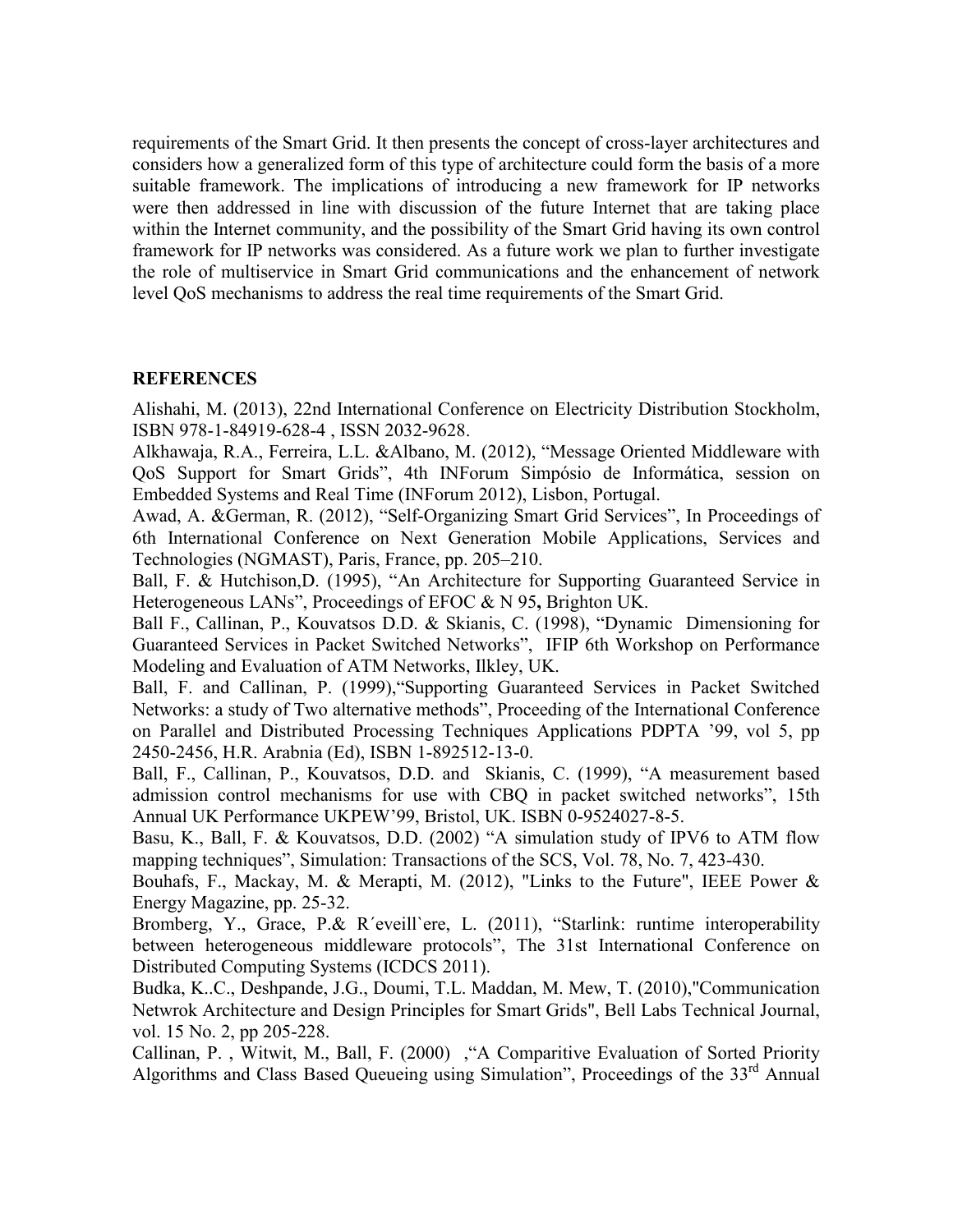requirements of the Smart Grid. It then presents the concept of cross-layer architectures and considers how a generalized form of this type of architecture could form the basis of a more suitable framework. The implications of introducing a new framework for IP networks were then addressed in line with discussion of the future Internet that are taking place within the Internet community, and the possibility of the Smart Grid having its own control framework for IP networks was considered. As a future work we plan to further investigate the role of multiservice in Smart Grid communications and the enhancement of network level QoS mechanisms to address the real time requirements of the Smart Grid.

## REFERENCES

Alishahi, M. (2013), 22nd International Conference on Electricity Distribution Stockholm, ISBN 978-1-84919-628-4 , ISSN 2032-9628.

Alkhawaja, R.A., Ferreira, L.L. &Albano, M. (2012), "Message Oriented Middleware with QoS Support for Smart Grids", 4th INForum Simpósio de Informática, session on Embedded Systems and Real Time (INForum 2012), Lisbon, Portugal.

Awad, A. &German, R. (2012), "Self-Organizing Smart Grid Services", In Proceedings of 6th International Conference on Next Generation Mobile Applications, Services and Technologies (NGMAST), Paris, France, pp. 205–210.

Ball, F. & Hutchison,D. (1995), "An Architecture for Supporting Guaranteed Service in Heterogeneous LANs", Proceedings of EFOC & N 95**,** Brighton UK.

Ball F., Callinan, P., Kouvatsos D.D. & Skianis, C. (1998), "Dynamic Dimensioning for Guaranteed Services in Packet Switched Networks", IFIP 6th Workshop on Performance Modeling and Evaluation of ATM Networks, Ilkley, UK.

Ball, F. and Callinan, P. (1999),"Supporting Guaranteed Services in Packet Switched Networks: a study of Two alternative methods", Proceeding of the International Conference on Parallel and Distributed Processing Techniques Applications PDPTA '99, vol 5, pp 2450-2456, H.R. Arabnia (Ed), ISBN 1-892512-13-0.

Ball, F., Callinan, P., Kouvatsos, D.D. and Skianis, C. (1999), "A measurement based admission control mechanisms for use with CBQ in packet switched networks", 15th Annual UK Performance UKPEW'99, Bristol, UK. ISBN 0-9524027-8-5.

Basu, K., Ball, F. & Kouvatsos, D.D. (2002) "A simulation study of IPV6 to ATM flow mapping techniques", Simulation: Transactions of the SCS, Vol. 78, No. 7, 423-430.

Bouhafs, F., Mackay, M. & Merapti, M. (2012), "Links to the Future", IEEE Power & Energy Magazine, pp. 25-32.

Bromberg, Y., Grace, P.& R´eveill`ere, L. (2011), "Starlink: runtime interoperability between heterogeneous middleware protocols", The 31st International Conference on Distributed Computing Systems (ICDCS 2011).

Budka, K..C., Deshpande, J.G., Doumi, T.L. Maddan, M. Mew, T. (2010),"Communication Netwrok Architecture and Design Principles for Smart Grids", Bell Labs Technical Journal, vol. 15 No. 2, pp 205-228.

Callinan, P. , Witwit, M., Ball, F. (2000) ,"A Comparitive Evaluation of Sorted Priority Algorithms and Class Based Queueing using Simulation", Proceedings of the 33rd Annual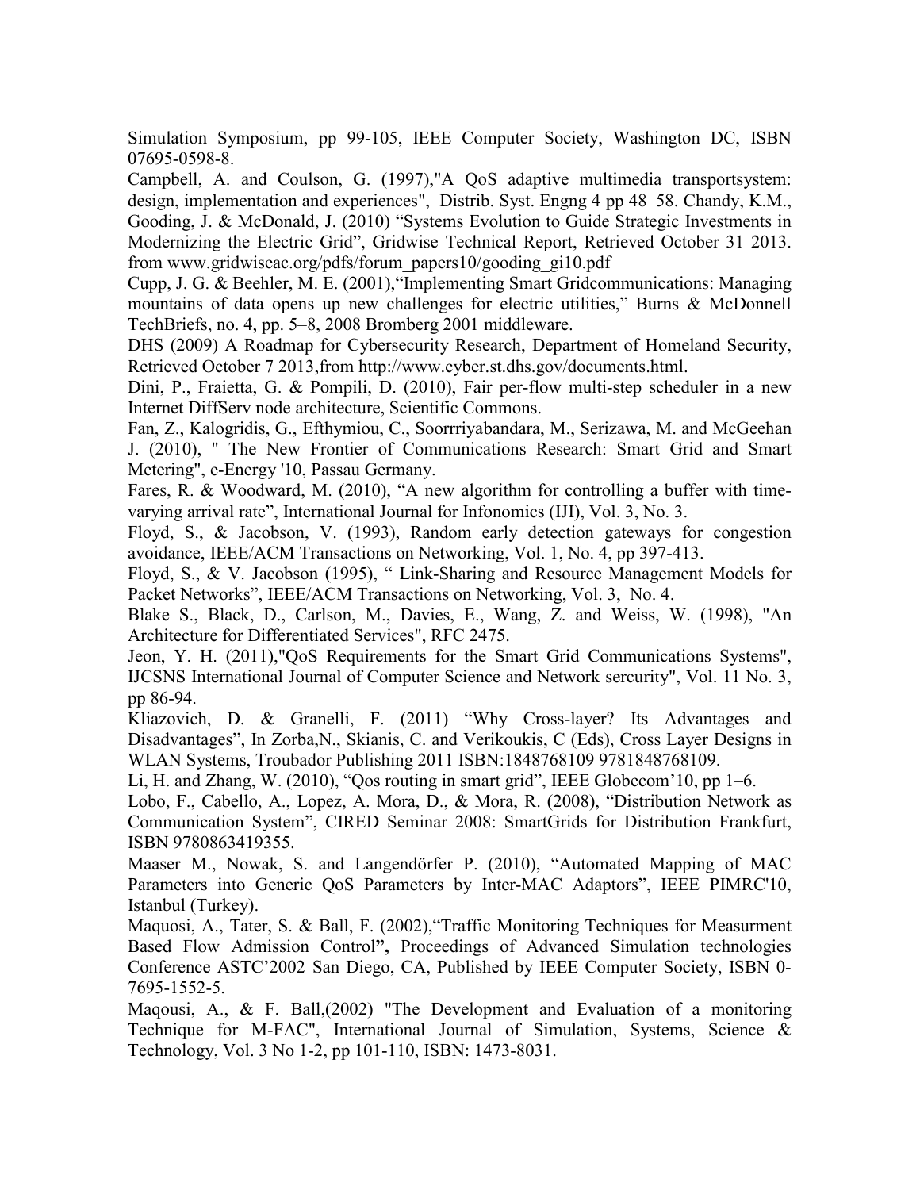Simulation Symposium, pp 99-105, IEEE Computer Society, Washington DC, ISBN 07695-0598-8.

Campbell, A. and Coulson, G. (1997),"A QoS adaptive multimedia transportsystem: design, implementation and experiences", Distrib. Syst. Engng 4 pp 48–58. Chandy, K.M., Gooding, J. & McDonald, J. (2010) "Systems Evolution to Guide Strategic Investments in Modernizing the Electric Grid", Gridwise Technical Report, Retrieved October 31 2013. from www.gridwiseac.org/pdfs/forum_papers10/gooding_gi10.pdf

Cupp, J. G. & Beehler, M. E. (2001),"Implementing Smart Gridcommunications: Managing mountains of data opens up new challenges for electric utilities," Burns & McDonnell TechBriefs, no. 4, pp. 5–8, 2008 Bromberg 2001 middleware.

DHS (2009) A Roadmap for Cybersecurity Research, Department of Homeland Security, Retrieved October 7 2013,from http://www.cyber.st.dhs.gov/documents.html.

Dini, P., Fraietta, G. & Pompili, D. (2010), Fair per-flow multi-step scheduler in a new Internet DiffServ node architecture, Scientific Commons.

Fan, Z., Kalogridis, G., Efthymiou, C., Soorrriyabandara, M., Serizawa, M. and McGeehan J. (2010), " The New Frontier of Communications Research: Smart Grid and Smart Metering", e-Energy '10, Passau Germany.

Fares, R. & Woodward, M. (2010), "A new algorithm for controlling a buffer with time-varying arrival rate", International Journal for Infonomics (IJI), Vol. 3, No. 3.

Floyd, S., & Jacobson, V. (1993), Random early detection gateways for congestion avoidance, IEEE/ACM Transactions on Networking, Vol. 1, No. 4, pp 397-413.

Floyd, S., & V. Jacobson (1995), " Link-Sharing and Resource Management Models for Packet Networks", IEEE/ACM Transactions on Networking, Vol. 3, No. 4.

Blake S., Black, D., Carlson, M., Davies, E., Wang, Z. and Weiss, W. (1998), "An Architecture for Differentiated Services", RFC 2475.

Jeon, Y. H. (2011),"QoS Requirements for the Smart Grid Communications Systems", IJCSNS International Journal of Computer Science and Network sercurity", Vol. 11 No. 3, pp 86-94.

Kliazovich, D. & Granelli, F. (2011) "Why Cross-layer? Its Advantages and Disadvantages", In Zorba,N., Skianis, C. and Verikoukis, C (Eds), Cross Layer Designs in WLAN Systems, Troubador Publishing 2011 ISBN:1848768109 9781848768109.

Li, H. and Zhang, W. (2010), "Qos routing in smart grid", IEEE Globecom'10, pp 1–6.

Lobo, F., Cabello, A., Lopez, A. Mora, D., & Mora, R. (2008), "Distribution Network as Communication System", CIRED Seminar 2008: SmartGrids for Distribution Frankfurt, ISBN 9780863419355.

Maaser M., Nowak, S. and Langendörfer P. (2010), "Automated Mapping of MAC Parameters into Generic QoS Parameters by Inter-MAC Adaptors", IEEE PIMRC'10, Istanbul (Turkey).

Maquosi, A., Tater, S. & Ball, F. (2002),"Traffic Monitoring Techniques for Measurment Based Flow Admission Control**",** Proceedings of Advanced Simulation technologies Conference ASTC'2002 San Diego, CA, Published by IEEE Computer Society, ISBN 0-7695-1552-5.

Maqousi, A., & F. Ball,(2002) "The Development and Evaluation of a monitoring Technique for M-FAC", International Journal of Simulation, Systems, Science & Technology, Vol. 3 No 1-2, pp 101-110, ISBN: 1473-8031.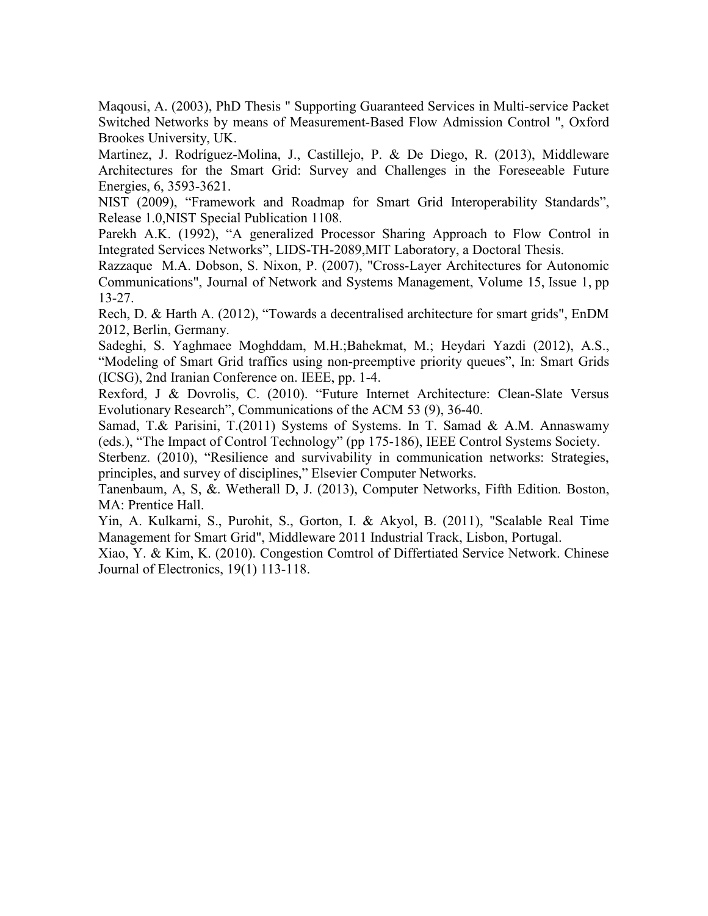Maqousi, A. (2003), PhD Thesis " Supporting Guaranteed Services in Multi-service Packet Switched Networks by means of Measurement-Based Flow Admission Control ", Oxford Brookes University, UK.

Martinez, J. Rodríguez-Molina, J., Castillejo, P. & De Diego, R. (2013), Middleware Architectures for the Smart Grid: Survey and Challenges in the Foreseeable Future Energies, 6, 3593-3621.

NIST (2009), "Framework and Roadmap for Smart Grid Interoperability Standards", Release 1.0,NIST Special Publication 1108.

Parekh A.K. (1992), "A generalized Processor Sharing Approach to Flow Control in Integrated Services Networks", LIDS-TH-2089,MIT Laboratory, a Doctoral Thesis.

Razzaque M.A. Dobson, S. Nixon, P. (2007), "Cross-Layer Architectures for Autonomic Communications", Journal of Network and Systems Management, Volume 15, Issue 1, pp 13-27.

Rech, D. & Harth A. (2012), "Towards a decentralised architecture for smart grids", EnDM 2012, Berlin, Germany.

Sadeghi, S. Yaghmaee Moghddam, M.H.;Bahekmat, M.; Heydari Yazdi (2012), A.S., "Modeling of Smart Grid traffics using non-preemptive priority queues", In: Smart Grids (ICSG), 2nd Iranian Conference on. IEEE, pp. 1-4.

Rexford, J & Dovrolis, C. (2010). "Future Internet Architecture: Clean-Slate Versus Evolutionary Research", Communications of the ACM 53 (9), 36-40.

Samad, T.& Parisini, T.(2011) Systems of Systems. In T. Samad & A.M. Annaswamy (eds.), "The Impact of Control Technology" (pp 175-186), IEEE Control Systems Society.

Sterbenz. (2010), "Resilience and survivability in communication networks: Strategies, principles, and survey of disciplines," Elsevier Computer Networks.

Tanenbaum, A, S, &. Wetherall D, J. (2013), Computer Networks, Fifth Edition*.* Boston, MA: Prentice Hall.

Yin, A. Kulkarni, S., Purohit, S., Gorton, I. & Akyol, B. (2011), "Scalable Real Time Management for Smart Grid", Middleware 2011 Industrial Track, Lisbon, Portugal.

Xiao, Y. & Kim, K. (2010). Congestion Comtrol of Differtiated Service Network. Chinese Journal of Electronics, 19(1) 113-118.